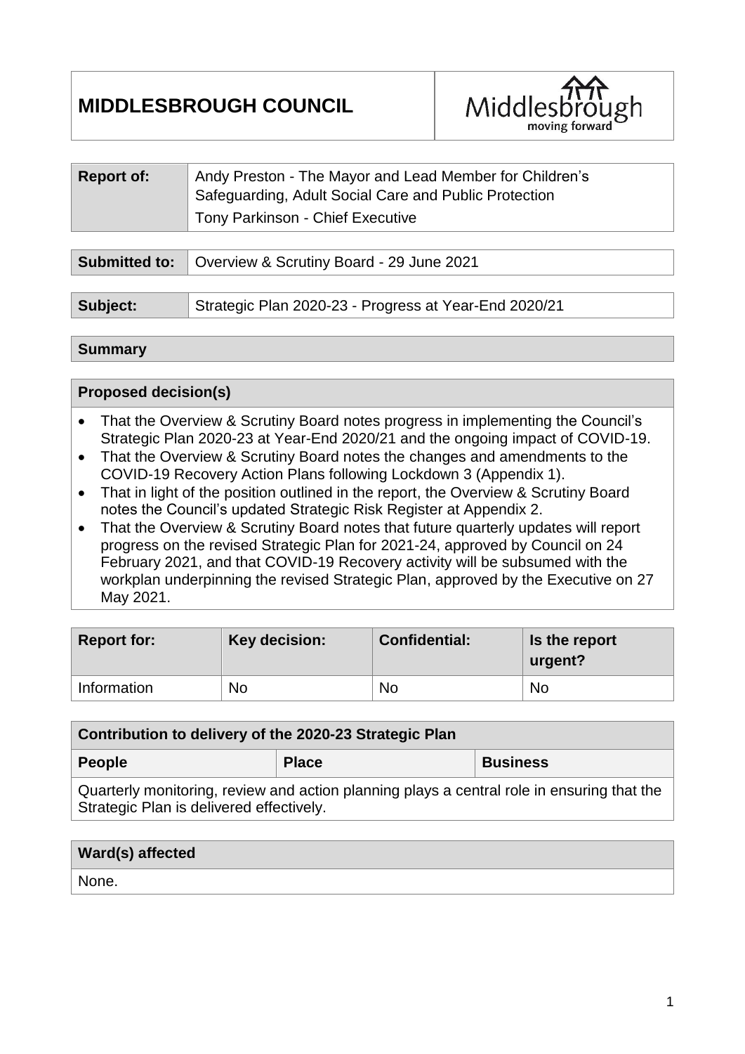# MIDDLESBROUGH COUNCIL

| | |
|---|---|
| **Report of:** | Andy Preston - The Mayor and Lead Member for Children's Safeguarding, Adult Social Care and Public Protection<br>Tony Parkinson - Chief Executive |

| | |
|---|---|
| **Submitted to:** | Overview & Scrutiny Board - 29 June 2021 |

| | |
|---|---|
| **Subject:** | Strategic Plan 2020-23 - Progress at Year-End 2020/21 |

**Summary**

**Proposed decision(s)**

- That the Overview & Scrutiny Board notes progress in implementing the Council's Strategic Plan 2020-23 at Year-End 2020/21 and the ongoing impact of COVID-19.
- That the Overview & Scrutiny Board notes the changes and amendments to the COVID-19 Recovery Action Plans following Lockdown 3 (Appendix 1).
- That in light of the position outlined in the report, the Overview & Scrutiny Board notes the Council's updated Strategic Risk Register at Appendix 2.
- That the Overview & Scrutiny Board notes that future quarterly updates will report progress on the revised Strategic Plan for 2021-24, approved by Council on 24 February 2021, and that COVID-19 Recovery activity will be subsumed with the workplan underpinning the revised Strategic Plan, approved by the Executive on 27 May 2021.

| Report for: | Key decision: | Confidential: | Is the report urgent? |
|---|---|---|---|
| Information | No | No | No |

| Contribution to delivery of the 2020-23 Strategic Plan | | |
|---|---|---|
| **People** | **Place** | **Business** |
| Quarterly monitoring, review and action planning plays a central role in ensuring that the Strategic Plan is delivered effectively. | | |

| Ward(s) affected |
|---|
| None. |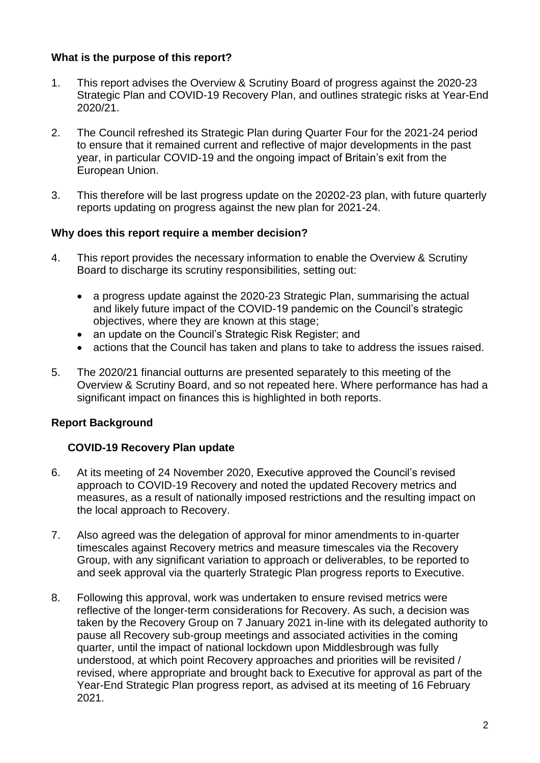## What is the purpose of this report?

1. This report advises the Overview & Scrutiny Board of progress against the 2020-23 Strategic Plan and COVID-19 Recovery Plan, and outlines strategic risks at Year-End 2020/21.

2. The Council refreshed its Strategic Plan during Quarter Four for the 2021-24 period to ensure that it remained current and reflective of major developments in the past year, in particular COVID-19 and the ongoing impact of Britain's exit from the European Union.

3. This therefore will be last progress update on the 20202-23 plan, with future quarterly reports updating on progress against the new plan for 2021-24.

## Why does this report require a member decision?

4. This report provides the necessary information to enable the Overview & Scrutiny Board to discharge its scrutiny responsibilities, setting out:

   - a progress update against the 2020-23 Strategic Plan, summarising the actual and likely future impact of the COVID-19 pandemic on the Council's strategic objectives, where they are known at this stage;
   - an update on the Council's Strategic Risk Register; and
   - actions that the Council has taken and plans to take to address the issues raised.

5. The 2020/21 financial outturns are presented separately to this meeting of the Overview & Scrutiny Board, and so not repeated here. Where performance has had a significant impact on finances this is highlighted in both reports.

## Report Background

### COVID-19 Recovery Plan update

6. At its meeting of 24 November 2020, Executive approved the Council's revised approach to COVID-19 Recovery and noted the updated Recovery metrics and measures, as a result of nationally imposed restrictions and the resulting impact on the local approach to Recovery.

7. Also agreed was the delegation of approval for minor amendments to in-quarter timescales against Recovery metrics and measure timescales via the Recovery Group, with any significant variation to approach or deliverables, to be reported to and seek approval via the quarterly Strategic Plan progress reports to Executive.

8. Following this approval, work was undertaken to ensure revised metrics were reflective of the longer-term considerations for Recovery. As such, a decision was taken by the Recovery Group on 7 January 2021 in-line with its delegated authority to pause all Recovery sub-group meetings and associated activities in the coming quarter, until the impact of national lockdown upon Middlesbrough was fully understood, at which point Recovery approaches and priorities will be revisited / revised, where appropriate and brought back to Executive for approval as part of the Year-End Strategic Plan progress report, as advised at its meeting of 16 February 2021.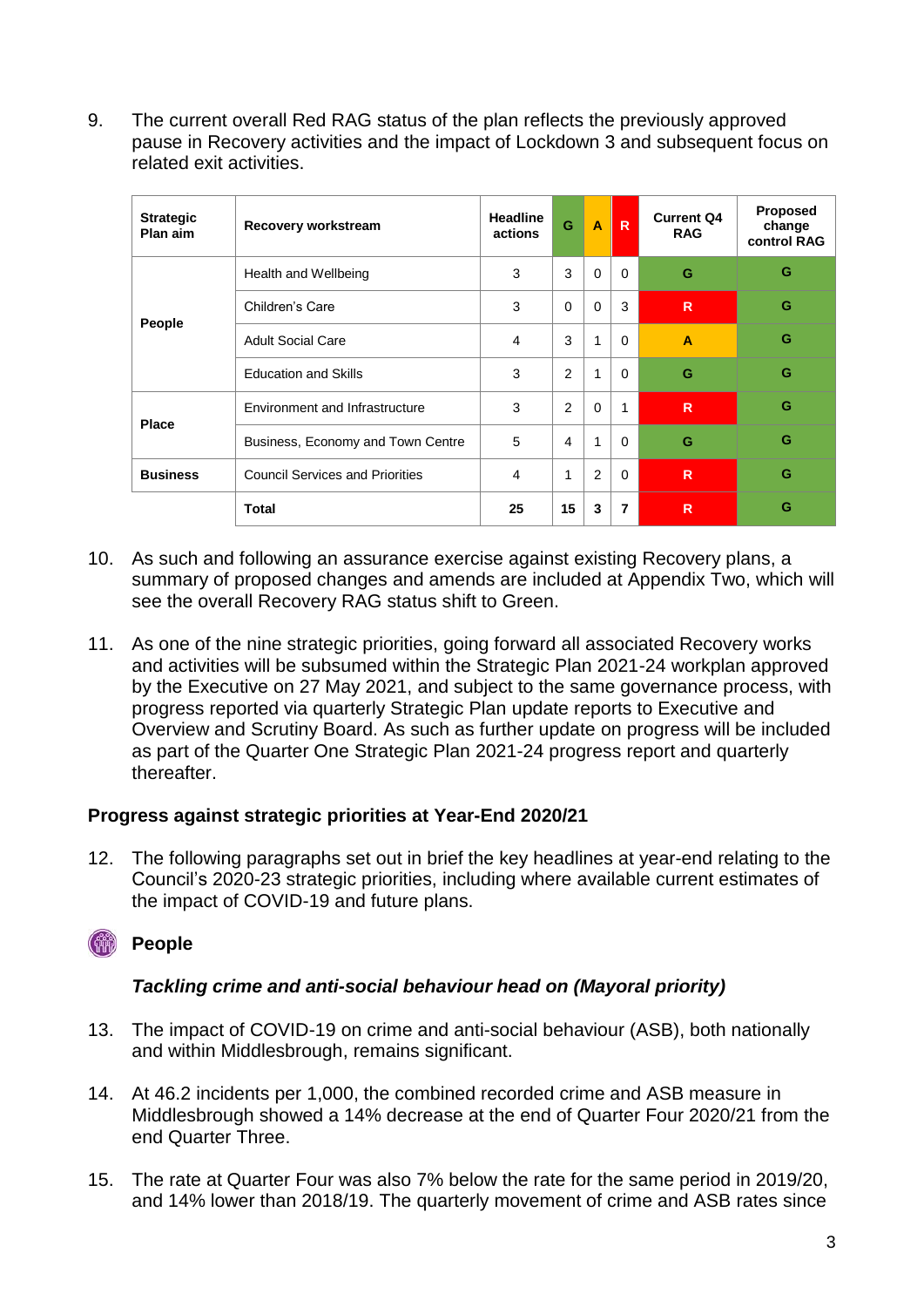9. The current overall Red RAG status of the plan reflects the previously approved pause in Recovery activities and the impact of Lockdown 3 and subsequent focus on related exit activities.

| Strategic Plan aim | Recovery workstream | Headline actions | G | A | R | Current Q4 RAG | Proposed change control RAG |
|---|---|---|---|---|---|---|---|
| People | Health and Wellbeing | 3 | 3 | 0 | 0 | G | G |
| | Children's Care | 3 | 0 | 0 | 3 | R | G |
| | Adult Social Care | 4 | 3 | 1 | 0 | A | G |
| | Education and Skills | 3 | 2 | 1 | 0 | G | G |
| Place | Environment and Infrastructure | 3 | 2 | 0 | 1 | R | G |
| | Business, Economy and Town Centre | 5 | 4 | 1 | 0 | G | G |
| Business | Council Services and Priorities | 4 | 1 | 2 | 0 | R | G |
| | **Total** | **25** | **15** | **3** | **7** | **R** | **G** |

10. As such and following an assurance exercise against existing Recovery plans, a summary of proposed changes and amends are included at Appendix Two, which will see the overall Recovery RAG status shift to Green.

11. As one of the nine strategic priorities, going forward all associated Recovery works and activities will be subsumed within the Strategic Plan 2021-24 workplan approved by the Executive on 27 May 2021, and subject to the same governance process, with progress reported via quarterly Strategic Plan update reports to Executive and Overview and Scrutiny Board. As such as further update on progress will be included as part of the Quarter One Strategic Plan 2021-24 progress report and quarterly thereafter.

## Progress against strategic priorities at Year-End 2020/21

12. The following paragraphs set out in brief the key headlines at year-end relating to the Council's 2020-23 strategic priorities, including where available current estimates of the impact of COVID-19 and future plans.

### People

#### *Tackling crime and anti-social behaviour head on (Mayoral priority)*

13. The impact of COVID-19 on crime and anti-social behaviour (ASB), both nationally and within Middlesbrough, remains significant.

14. At 46.2 incidents per 1,000, the combined recorded crime and ASB measure in Middlesbrough showed a 14% decrease at the end of Quarter Four 2020/21 from the end Quarter Three.

15. The rate at Quarter Four was also 7% below the rate for the same period in 2019/20, and 14% lower than 2018/19. The quarterly movement of crime and ASB rates since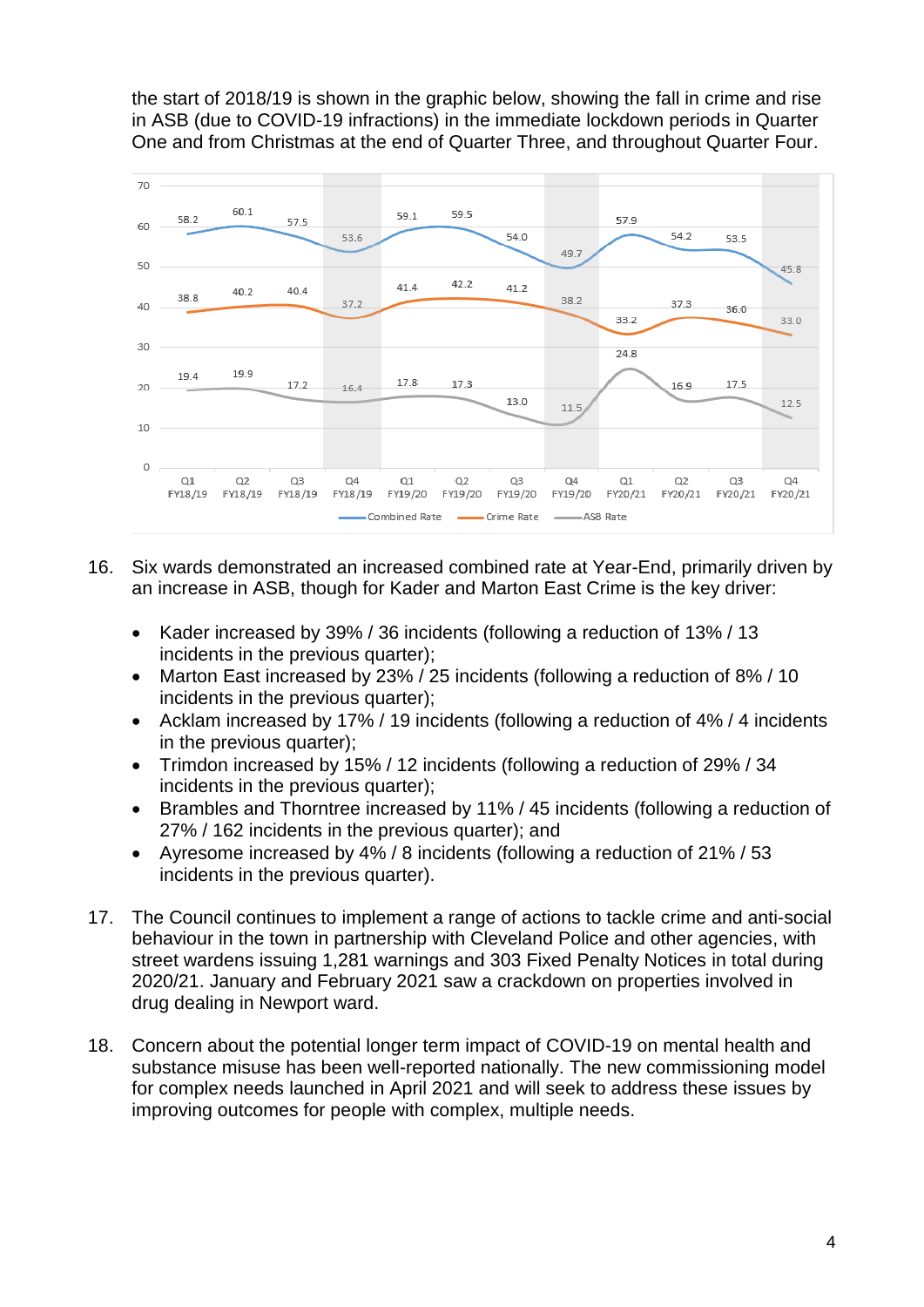the start of 2018/19 is shown in the graphic below, showing the fall in crime and rise in ASB (due to COVID-19 infractions) in the immediate lockdown periods in Quarter One and from Christmas at the end of Quarter Three, and throughout Quarter Four.

| | Q1 FY18/19 | Q2 FY18/19 | Q3 FY18/19 | Q4 FY18/19 | Q1 FY19/20 | Q2 FY19/20 | Q3 FY19/20 | Q4 FY19/20 | Q1 FY20/21 | Q2 FY20/21 | Q3 FY20/21 | Q4 FY20/21 |
|---|---|---|---|---|---|---|---|---|---|---|---|---|
| Combined Rate | 58.2 | 60.1 | 57.5 | 53.6 | 59.1 | 59.5 | 54.0 | 49.7 | 57.9 | 54.2 | 53.5 | 45.8 |
| Crime Rate | 38.8 | 40.2 | 40.4 | 37.2 | 41.4 | 42.2 | 41.2 | 38.2 | 33.2 | 37.3 | 36.0 | 33.0 |
| ASB Rate | 19.4 | 19.9 | 17.2 | 16.4 | 17.8 | 17.3 | 13.0 | 11.5 | 24.8 | 16.9 | 17.5 | 12.5 |

16. Six wards demonstrated an increased combined rate at Year-End, primarily driven by an increase in ASB, though for Kader and Marton East Crime is the key driver:

    - Kader increased by 39% / 36 incidents (following a reduction of 13% / 13 incidents in the previous quarter);
    - Marton East increased by 23% / 25 incidents (following a reduction of 8% / 10 incidents in the previous quarter);
    - Acklam increased by 17% / 19 incidents (following a reduction of 4% / 4 incidents in the previous quarter);
    - Trimdon increased by 15% / 12 incidents (following a reduction of 29% / 34 incidents in the previous quarter);
    - Brambles and Thorntree increased by 11% / 45 incidents (following a reduction of 27% / 162 incidents in the previous quarter); and
    - Ayresome increased by 4% / 8 incidents (following a reduction of 21% / 53 incidents in the previous quarter).

17. The Council continues to implement a range of actions to tackle crime and anti-social behaviour in the town in partnership with Cleveland Police and other agencies, with street wardens issuing 1,281 warnings and 303 Fixed Penalty Notices in total during 2020/21. January and February 2021 saw a crackdown on properties involved in drug dealing in Newport ward.

18. Concern about the potential longer term impact of COVID-19 on mental health and substance misuse has been well-reported nationally. The new commissioning model for complex needs launched in April 2021 and will seek to address these issues by improving outcomes for people with complex, multiple needs.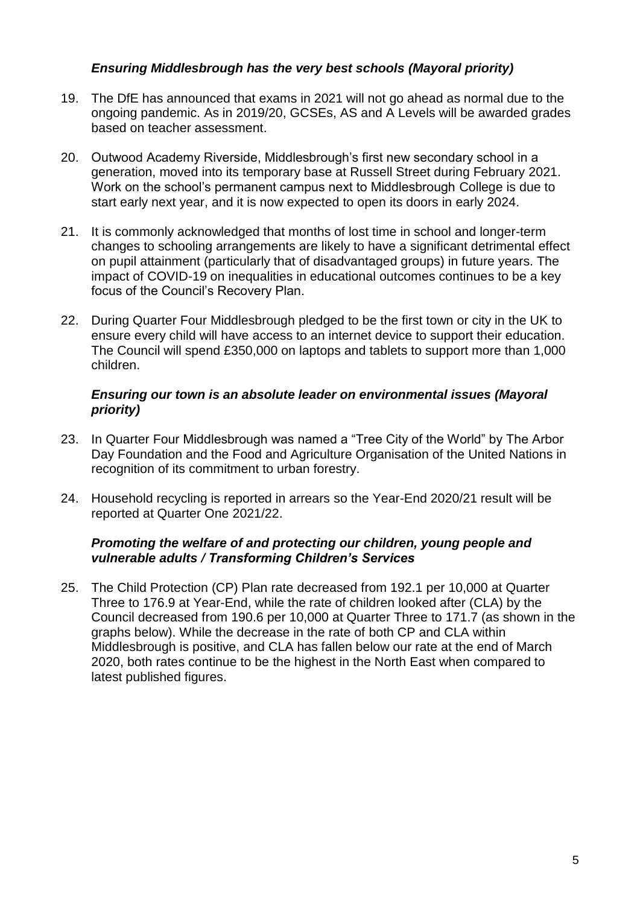### *Ensuring Middlesbrough has the very best schools (Mayoral priority)*

19. The DfE has announced that exams in 2021 will not go ahead as normal due to the ongoing pandemic. As in 2019/20, GCSEs, AS and A Levels will be awarded grades based on teacher assessment.

20. Outwood Academy Riverside, Middlesbrough's first new secondary school in a generation, moved into its temporary base at Russell Street during February 2021. Work on the school's permanent campus next to Middlesbrough College is due to start early next year, and it is now expected to open its doors in early 2024.

21. It is commonly acknowledged that months of lost time in school and longer-term changes to schooling arrangements are likely to have a significant detrimental effect on pupil attainment (particularly that of disadvantaged groups) in future years. The impact of COVID-19 on inequalities in educational outcomes continues to be a key focus of the Council's Recovery Plan.

22. During Quarter Four Middlesbrough pledged to be the first town or city in the UK to ensure every child will have access to an internet device to support their education. The Council will spend £350,000 on laptops and tablets to support more than 1,000 children.

### *Ensuring our town is an absolute leader on environmental issues (Mayoral priority)*

23. In Quarter Four Middlesbrough was named a "Tree City of the World" by The Arbor Day Foundation and the Food and Agriculture Organisation of the United Nations in recognition of its commitment to urban forestry.

24. Household recycling is reported in arrears so the Year-End 2020/21 result will be reported at Quarter One 2021/22.

### *Promoting the welfare of and protecting our children, young people and vulnerable adults / Transforming Children's Services*

25. The Child Protection (CP) Plan rate decreased from 192.1 per 10,000 at Quarter Three to 176.9 at Year-End, while the rate of children looked after (CLA) by the Council decreased from 190.6 per 10,000 at Quarter Three to 171.7 (as shown in the graphs below). While the decrease in the rate of both CP and CLA within Middlesbrough is positive, and CLA has fallen below our rate at the end of March 2020, both rates continue to be the highest in the North East when compared to latest published figures.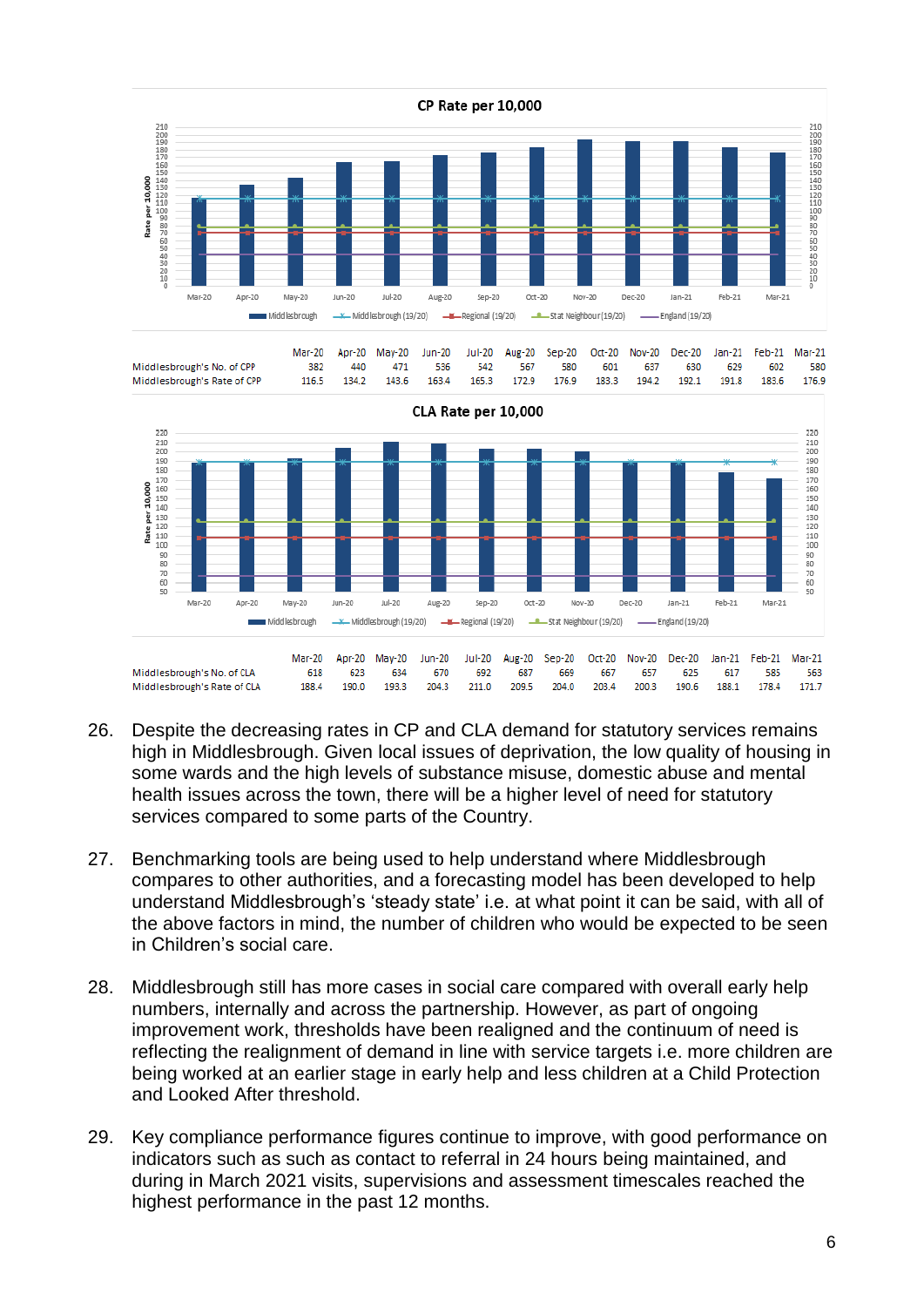**CP Rate per 10,000**

|  | Mar-20 | Apr-20 | May-20 | Jun-20 | Jul-20 | Aug-20 | Sep-20 | Oct-20 | Nov-20 | Dec-20 | Jan-21 | Feb-21 | Mar-21 |
|---|---|---|---|---|---|---|---|---|---|---|---|---|---|
| Middlesbrough's No. of CPP | 382 | 440 | 471 | 536 | 542 | 567 | 580 | 601 | 637 | 630 | 629 | 602 | 580 |
| Middlesbrough's Rate of CPP | 116.5 | 134.2 | 143.6 | 163.4 | 165.3 | 172.9 | 176.9 | 183.3 | 194.2 | 192.1 | 191.8 | 183.6 | 176.9 |

**CLA Rate per 10,000**

|  | Mar-20 | Apr-20 | May-20 | Jun-20 | Jul-20 | Aug-20 | Sep-20 | Oct-20 | Nov-20 | Dec-20 | Jan-21 | Feb-21 | Mar-21 |
|---|---|---|---|---|---|---|---|---|---|---|---|---|---|
| Middlesbrough's No. of CLA | 618 | 623 | 634 | 670 | 692 | 687 | 669 | 667 | 657 | 625 | 617 | 585 | 563 |
| Middlesbrough's Rate of CLA | 188.4 | 190.0 | 193.3 | 204.3 | 211.0 | 209.5 | 204.0 | 203.4 | 200.3 | 190.6 | 188.1 | 178.4 | 171.7 |

26. Despite the decreasing rates in CP and CLA demand for statutory services remains high in Middlesbrough. Given local issues of deprivation, the low quality of housing in some wards and the high levels of substance misuse, domestic abuse and mental health issues across the town, there will be a higher level of need for statutory services compared to some parts of the Country.

27. Benchmarking tools are being used to help understand where Middlesbrough compares to other authorities, and a forecasting model has been developed to help understand Middlesbrough's 'steady state' i.e. at what point it can be said, with all of the above factors in mind, the number of children who would be expected to be seen in Children's social care.

28. Middlesbrough still has more cases in social care compared with overall early help numbers, internally and across the partnership. However, as part of ongoing improvement work, thresholds have been realigned and the continuum of need is reflecting the realignment of demand in line with service targets i.e. more children are being worked at an earlier stage in early help and less children at a Child Protection and Looked After threshold.

29. Key compliance performance figures continue to improve, with good performance on indicators such as such as contact to referral in 24 hours being maintained, and during in March 2021 visits, supervisions and assessment timescales reached the highest performance in the past 12 months.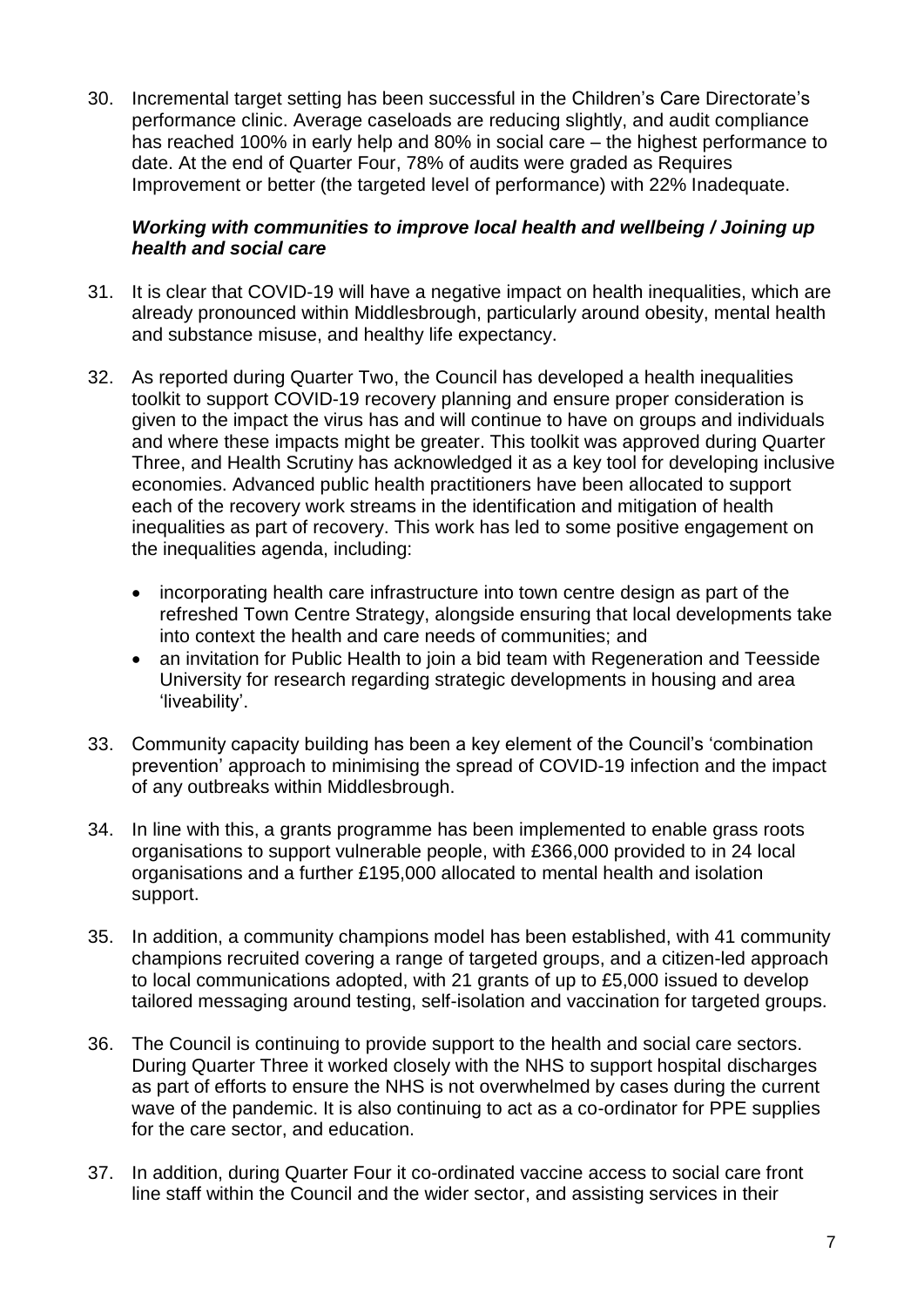30. Incremental target setting has been successful in the Children's Care Directorate's performance clinic. Average caseloads are reducing slightly, and audit compliance has reached 100% in early help and 80% in social care – the highest performance to date. At the end of Quarter Four, 78% of audits were graded as Requires Improvement or better (the targeted level of performance) with 22% Inadequate.

***Working with communities to improve local health and wellbeing / Joining up health and social care***

31. It is clear that COVID-19 will have a negative impact on health inequalities, which are already pronounced within Middlesbrough, particularly around obesity, mental health and substance misuse, and healthy life expectancy.

32. As reported during Quarter Two, the Council has developed a health inequalities toolkit to support COVID-19 recovery planning and ensure proper consideration is given to the impact the virus has and will continue to have on groups and individuals and where these impacts might be greater. This toolkit was approved during Quarter Three, and Health Scrutiny has acknowledged it as a key tool for developing inclusive economies. Advanced public health practitioners have been allocated to support each of the recovery work streams in the identification and mitigation of health inequalities as part of recovery. This work has led to some positive engagement on the inequalities agenda, including:

    - incorporating health care infrastructure into town centre design as part of the refreshed Town Centre Strategy, alongside ensuring that local developments take into context the health and care needs of communities; and
    - an invitation for Public Health to join a bid team with Regeneration and Teesside University for research regarding strategic developments in housing and area 'liveability'.

33. Community capacity building has been a key element of the Council's 'combination prevention' approach to minimising the spread of COVID-19 infection and the impact of any outbreaks within Middlesbrough.

34. In line with this, a grants programme has been implemented to enable grass roots organisations to support vulnerable people, with £366,000 provided to in 24 local organisations and a further £195,000 allocated to mental health and isolation support.

35. In addition, a community champions model has been established, with 41 community champions recruited covering a range of targeted groups, and a citizen-led approach to local communications adopted, with 21 grants of up to £5,000 issued to develop tailored messaging around testing, self-isolation and vaccination for targeted groups.

36. The Council is continuing to provide support to the health and social care sectors. During Quarter Three it worked closely with the NHS to support hospital discharges as part of efforts to ensure the NHS is not overwhelmed by cases during the current wave of the pandemic. It is also continuing to act as a co-ordinator for PPE supplies for the care sector, and education.

37. In addition, during Quarter Four it co-ordinated vaccine access to social care front line staff within the Council and the wider sector, and assisting services in their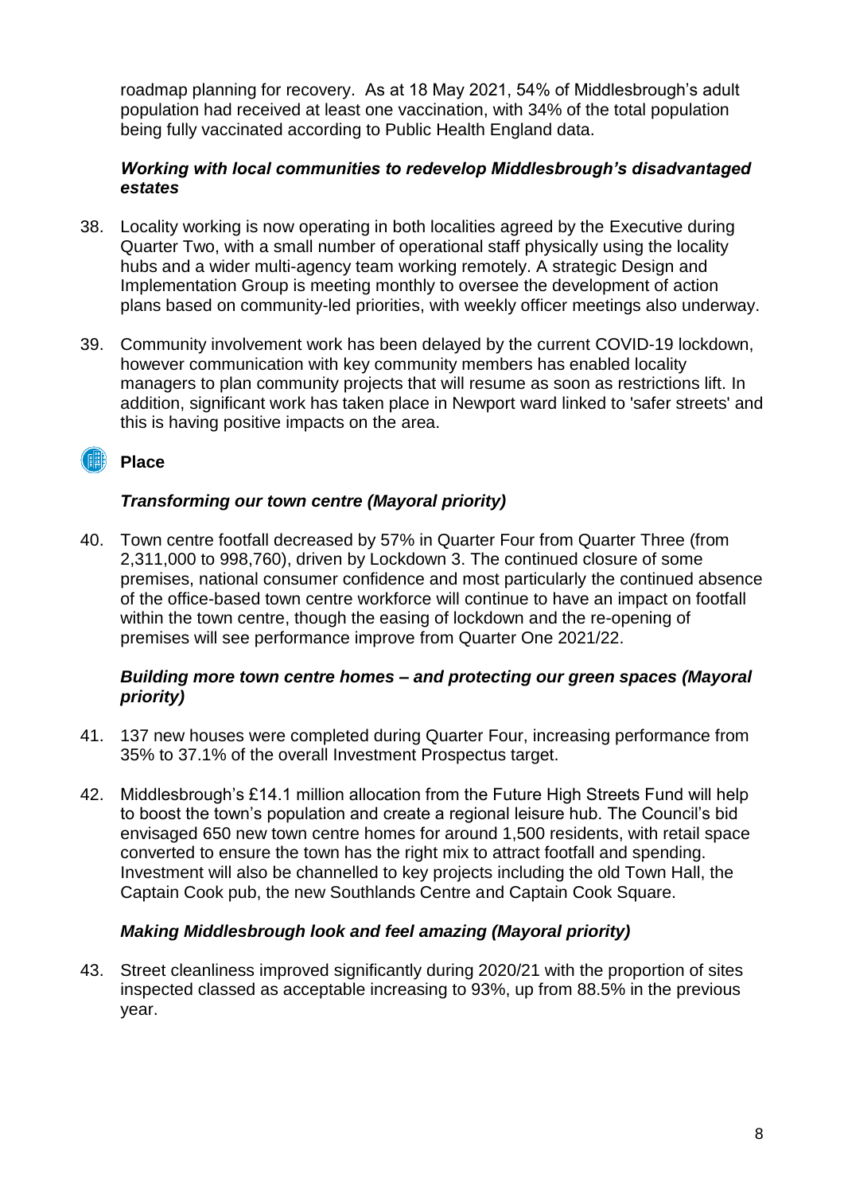roadmap planning for recovery. As at 18 May 2021, 54% of Middlesbrough's adult population had received at least one vaccination, with 34% of the total population being fully vaccinated according to Public Health England data.

#### *Working with local communities to redevelop Middlesbrough's disadvantaged estates*

38. Locality working is now operating in both localities agreed by the Executive during Quarter Two, with a small number of operational staff physically using the locality hubs and a wider multi-agency team working remotely. A strategic Design and Implementation Group is meeting monthly to oversee the development of action plans based on community-led priorities, with weekly officer meetings also underway.

39. Community involvement work has been delayed by the current COVID-19 lockdown, however communication with key community members has enabled locality managers to plan community projects that will resume as soon as restrictions lift. In addition, significant work has taken place in Newport ward linked to 'safer streets' and this is having positive impacts on the area.

### Place

#### *Transforming our town centre (Mayoral priority)*

40. Town centre footfall decreased by 57% in Quarter Four from Quarter Three (from 2,311,000 to 998,760), driven by Lockdown 3. The continued closure of some premises, national consumer confidence and most particularly the continued absence of the office-based town centre workforce will continue to have an impact on footfall within the town centre, though the easing of lockdown and the re-opening of premises will see performance improve from Quarter One 2021/22.

#### *Building more town centre homes – and protecting our green spaces (Mayoral priority)*

41. 137 new houses were completed during Quarter Four, increasing performance from 35% to 37.1% of the overall Investment Prospectus target.

42. Middlesbrough's £14.1 million allocation from the Future High Streets Fund will help to boost the town's population and create a regional leisure hub. The Council's bid envisaged 650 new town centre homes for around 1,500 residents, with retail space converted to ensure the town has the right mix to attract footfall and spending. Investment will also be channelled to key projects including the old Town Hall, the Captain Cook pub, the new Southlands Centre and Captain Cook Square.

#### *Making Middlesbrough look and feel amazing (Mayoral priority)*

43. Street cleanliness improved significantly during 2020/21 with the proportion of sites inspected classed as acceptable increasing to 93%, up from 88.5% in the previous year.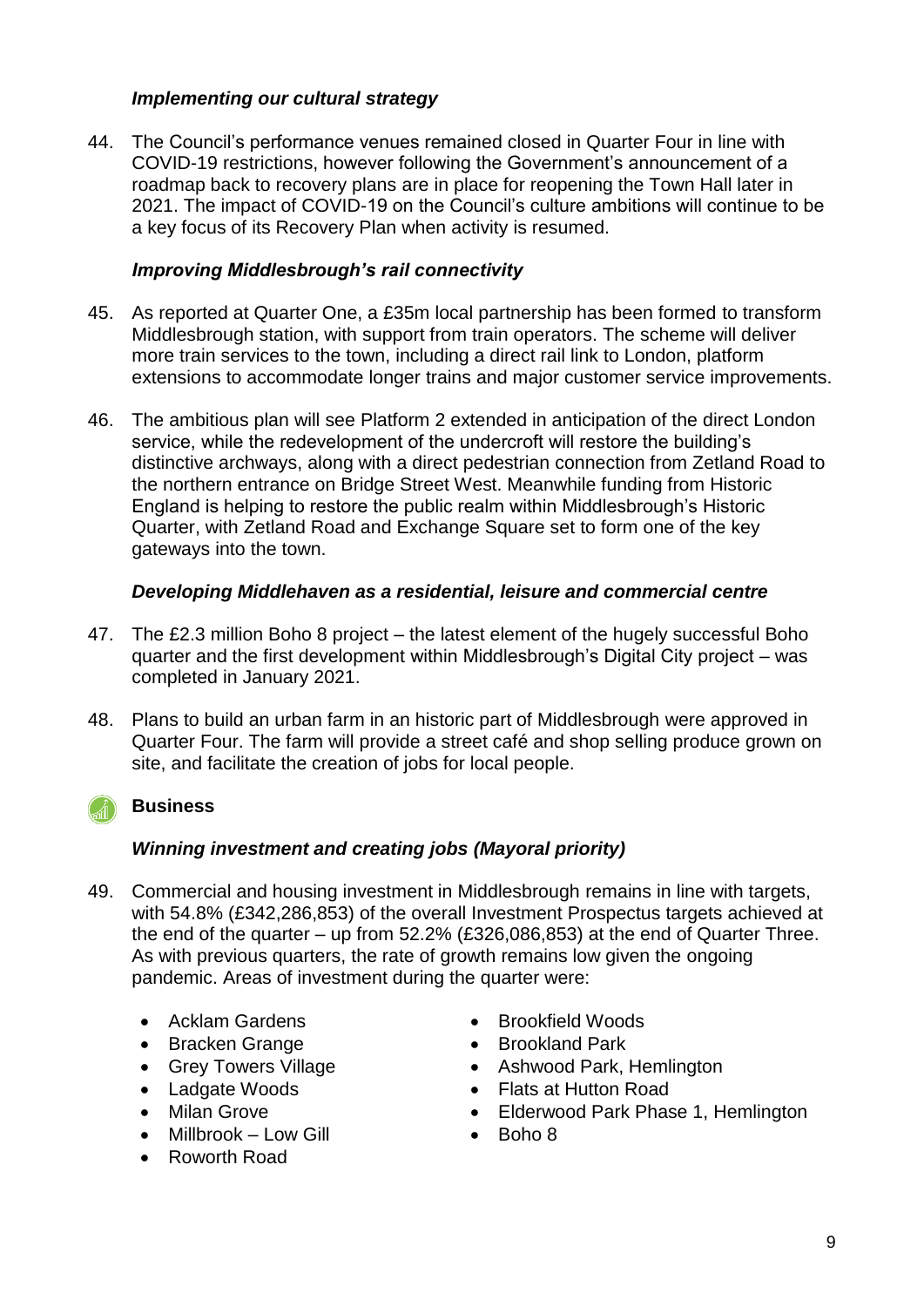*Implementing our cultural strategy*

44. The Council's performance venues remained closed in Quarter Four in line with COVID-19 restrictions, however following the Government's announcement of a roadmap back to recovery plans are in place for reopening the Town Hall later in 2021. The impact of COVID-19 on the Council's culture ambitions will continue to be a key focus of its Recovery Plan when activity is resumed.

*Improving Middlesbrough's rail connectivity*

45. As reported at Quarter One, a £35m local partnership has been formed to transform Middlesbrough station, with support from train operators. The scheme will deliver more train services to the town, including a direct rail link to London, platform extensions to accommodate longer trains and major customer service improvements.

46. The ambitious plan will see Platform 2 extended in anticipation of the direct London service, while the redevelopment of the undercroft will restore the building's distinctive archways, along with a direct pedestrian connection from Zetland Road to the northern entrance on Bridge Street West. Meanwhile funding from Historic England is helping to restore the public realm within Middlesbrough's Historic Quarter, with Zetland Road and Exchange Square set to form one of the key gateways into the town.

*Developing Middlehaven as a residential, leisure and commercial centre*

47. The £2.3 million Boho 8 project – the latest element of the hugely successful Boho quarter and the first development within Middlesbrough's Digital City project – was completed in January 2021.

48. Plans to build an urban farm in an historic part of Middlesbrough were approved in Quarter Four. The farm will provide a street café and shop selling produce grown on site, and facilitate the creation of jobs for local people.

## Business

*Winning investment and creating jobs (Mayoral priority)*

49. Commercial and housing investment in Middlesbrough remains in line with targets, with 54.8% (£342,286,853) of the overall Investment Prospectus targets achieved at the end of the quarter – up from 52.2% (£326,086,853) at the end of Quarter Three. As with previous quarters, the rate of growth remains low given the ongoing pandemic. Areas of investment during the quarter were:

- Acklam Gardens
- Bracken Grange
- Grey Towers Village
- Ladgate Woods
- Milan Grove
- Millbrook – Low Gill
- Roworth Road
- Brookfield Woods
- Brookland Park
- Ashwood Park, Hemlington
- Flats at Hutton Road
- Elderwood Park Phase 1, Hemlington
- Boho 8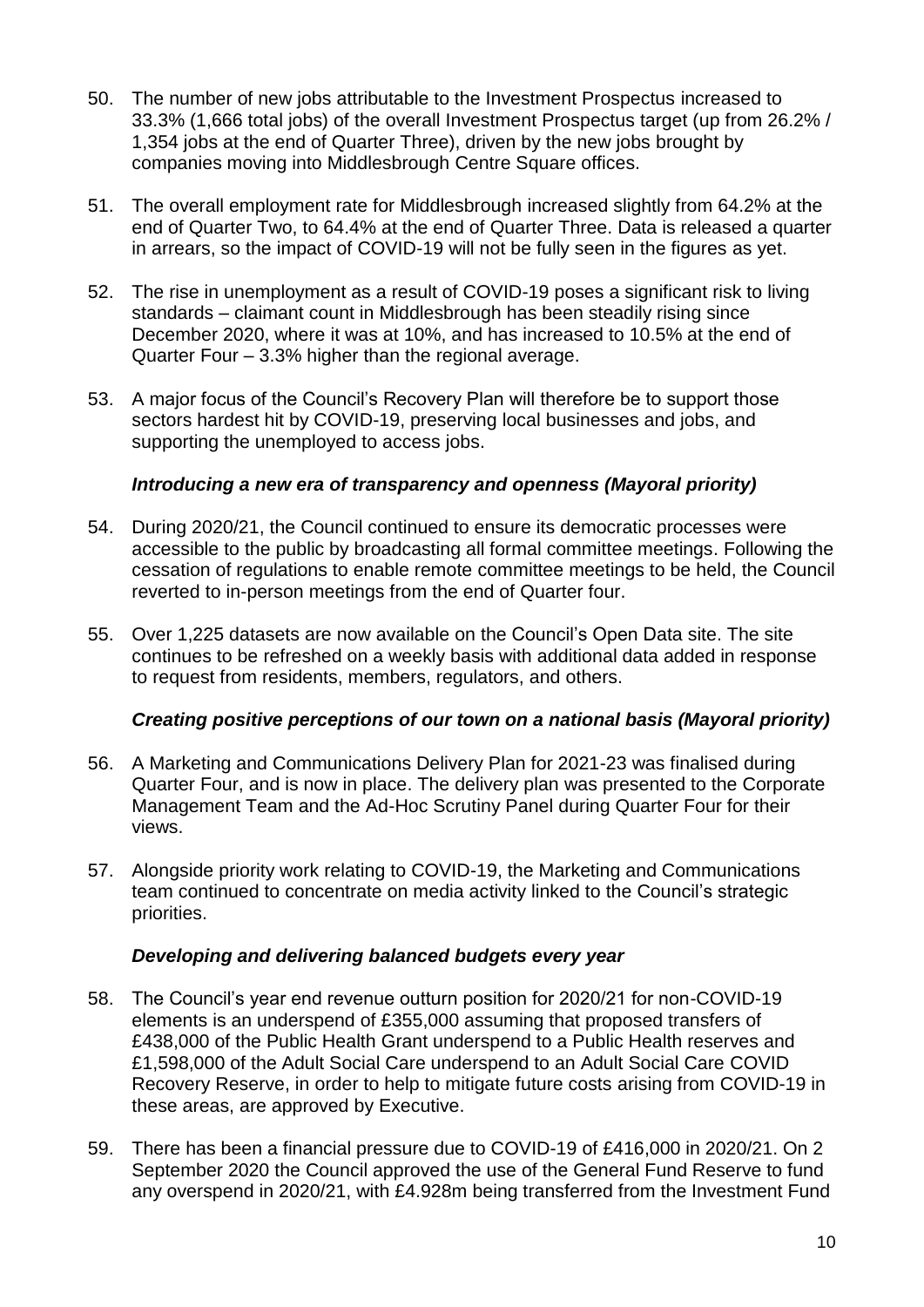50. The number of new jobs attributable to the Investment Prospectus increased to 33.3% (1,666 total jobs) of the overall Investment Prospectus target (up from 26.2% / 1,354 jobs at the end of Quarter Three), driven by the new jobs brought by companies moving into Middlesbrough Centre Square offices.

51. The overall employment rate for Middlesbrough increased slightly from 64.2% at the end of Quarter Two, to 64.4% at the end of Quarter Three. Data is released a quarter in arrears, so the impact of COVID-19 will not be fully seen in the figures as yet.

52. The rise in unemployment as a result of COVID-19 poses a significant risk to living standards – claimant count in Middlesbrough has been steadily rising since December 2020, where it was at 10%, and has increased to 10.5% at the end of Quarter Four – 3.3% higher than the regional average.

53. A major focus of the Council's Recovery Plan will therefore be to support those sectors hardest hit by COVID-19, preserving local businesses and jobs, and supporting the unemployed to access jobs.

### *Introducing a new era of transparency and openness (Mayoral priority)*

54. During 2020/21, the Council continued to ensure its democratic processes were accessible to the public by broadcasting all formal committee meetings. Following the cessation of regulations to enable remote committee meetings to be held, the Council reverted to in-person meetings from the end of Quarter four.

55. Over 1,225 datasets are now available on the Council's Open Data site. The site continues to be refreshed on a weekly basis with additional data added in response to request from residents, members, regulators, and others.

### *Creating positive perceptions of our town on a national basis (Mayoral priority)*

56. A Marketing and Communications Delivery Plan for 2021-23 was finalised during Quarter Four, and is now in place. The delivery plan was presented to the Corporate Management Team and the Ad-Hoc Scrutiny Panel during Quarter Four for their views.

57. Alongside priority work relating to COVID-19, the Marketing and Communications team continued to concentrate on media activity linked to the Council's strategic priorities.

### *Developing and delivering balanced budgets every year*

58. The Council's year end revenue outturn position for 2020/21 for non-COVID-19 elements is an underspend of £355,000 assuming that proposed transfers of £438,000 of the Public Health Grant underspend to a Public Health reserves and £1,598,000 of the Adult Social Care underspend to an Adult Social Care COVID Recovery Reserve, in order to help to mitigate future costs arising from COVID-19 in these areas, are approved by Executive.

59. There has been a financial pressure due to COVID-19 of £416,000 in 2020/21. On 2 September 2020 the Council approved the use of the General Fund Reserve to fund any overspend in 2020/21, with £4.928m being transferred from the Investment Fund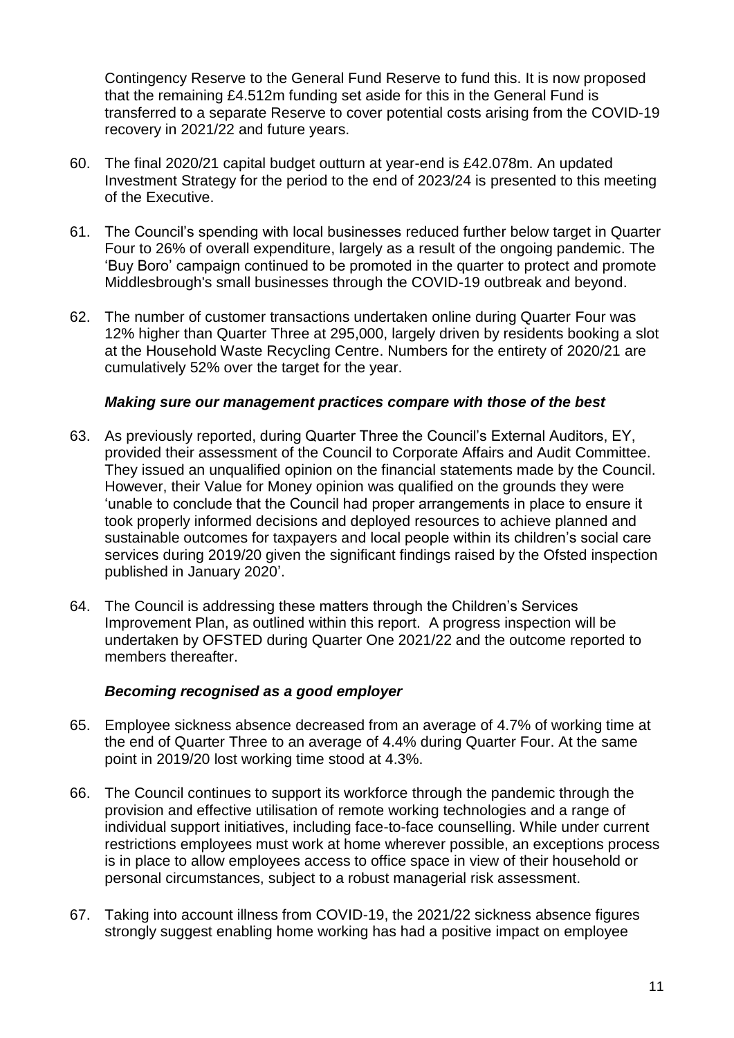Contingency Reserve to the General Fund Reserve to fund this. It is now proposed that the remaining £4.512m funding set aside for this in the General Fund is transferred to a separate Reserve to cover potential costs arising from the COVID-19 recovery in 2021/22 and future years.

60. The final 2020/21 capital budget outturn at year-end is £42.078m. An updated Investment Strategy for the period to the end of 2023/24 is presented to this meeting of the Executive.

61. The Council's spending with local businesses reduced further below target in Quarter Four to 26% of overall expenditure, largely as a result of the ongoing pandemic. The 'Buy Boro' campaign continued to be promoted in the quarter to protect and promote Middlesbrough's small businesses through the COVID-19 outbreak and beyond.

62. The number of customer transactions undertaken online during Quarter Four was 12% higher than Quarter Three at 295,000, largely driven by residents booking a slot at the Household Waste Recycling Centre. Numbers for the entirety of 2020/21 are cumulatively 52% over the target for the year.

***Making sure our management practices compare with those of the best***

63. As previously reported, during Quarter Three the Council's External Auditors, EY, provided their assessment of the Council to Corporate Affairs and Audit Committee. They issued an unqualified opinion on the financial statements made by the Council. However, their Value for Money opinion was qualified on the grounds they were 'unable to conclude that the Council had proper arrangements in place to ensure it took properly informed decisions and deployed resources to achieve planned and sustainable outcomes for taxpayers and local people within its children's social care services during 2019/20 given the significant findings raised by the Ofsted inspection published in January 2020'.

64. The Council is addressing these matters through the Children's Services Improvement Plan, as outlined within this report. A progress inspection will be undertaken by OFSTED during Quarter One 2021/22 and the outcome reported to members thereafter.

***Becoming recognised as a good employer***

65. Employee sickness absence decreased from an average of 4.7% of working time at the end of Quarter Three to an average of 4.4% during Quarter Four. At the same point in 2019/20 lost working time stood at 4.3%.

66. The Council continues to support its workforce through the pandemic through the provision and effective utilisation of remote working technologies and a range of individual support initiatives, including face-to-face counselling. While under current restrictions employees must work at home wherever possible, an exceptions process is in place to allow employees access to office space in view of their household or personal circumstances, subject to a robust managerial risk assessment.

67. Taking into account illness from COVID-19, the 2021/22 sickness absence figures strongly suggest enabling home working has had a positive impact on employee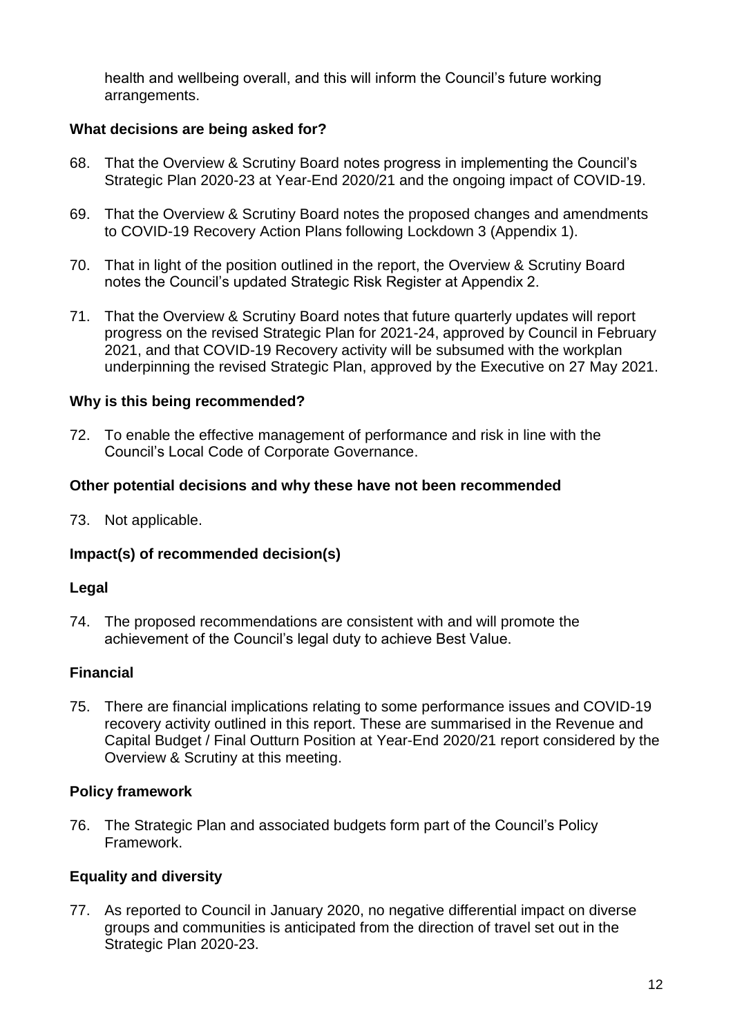health and wellbeing overall, and this will inform the Council's future working arrangements.

**What decisions are being asked for?**

68. That the Overview & Scrutiny Board notes progress in implementing the Council's Strategic Plan 2020-23 at Year-End 2020/21 and the ongoing impact of COVID-19.

69. That the Overview & Scrutiny Board notes the proposed changes and amendments to COVID-19 Recovery Action Plans following Lockdown 3 (Appendix 1).

70. That in light of the position outlined in the report, the Overview & Scrutiny Board notes the Council's updated Strategic Risk Register at Appendix 2.

71. That the Overview & Scrutiny Board notes that future quarterly updates will report progress on the revised Strategic Plan for 2021-24, approved by Council in February 2021, and that COVID-19 Recovery activity will be subsumed with the workplan underpinning the revised Strategic Plan, approved by the Executive on 27 May 2021.

**Why is this being recommended?**

72. To enable the effective management of performance and risk in line with the Council's Local Code of Corporate Governance.

**Other potential decisions and why these have not been recommended**

73. Not applicable.

**Impact(s) of recommended decision(s)**

**Legal**

74. The proposed recommendations are consistent with and will promote the achievement of the Council's legal duty to achieve Best Value.

**Financial**

75. There are financial implications relating to some performance issues and COVID-19 recovery activity outlined in this report. These are summarised in the Revenue and Capital Budget / Final Outturn Position at Year-End 2020/21 report considered by the Overview & Scrutiny at this meeting.

**Policy framework**

76. The Strategic Plan and associated budgets form part of the Council's Policy Framework.

**Equality and diversity**

77. As reported to Council in January 2020, no negative differential impact on diverse groups and communities is anticipated from the direction of travel set out in the Strategic Plan 2020-23.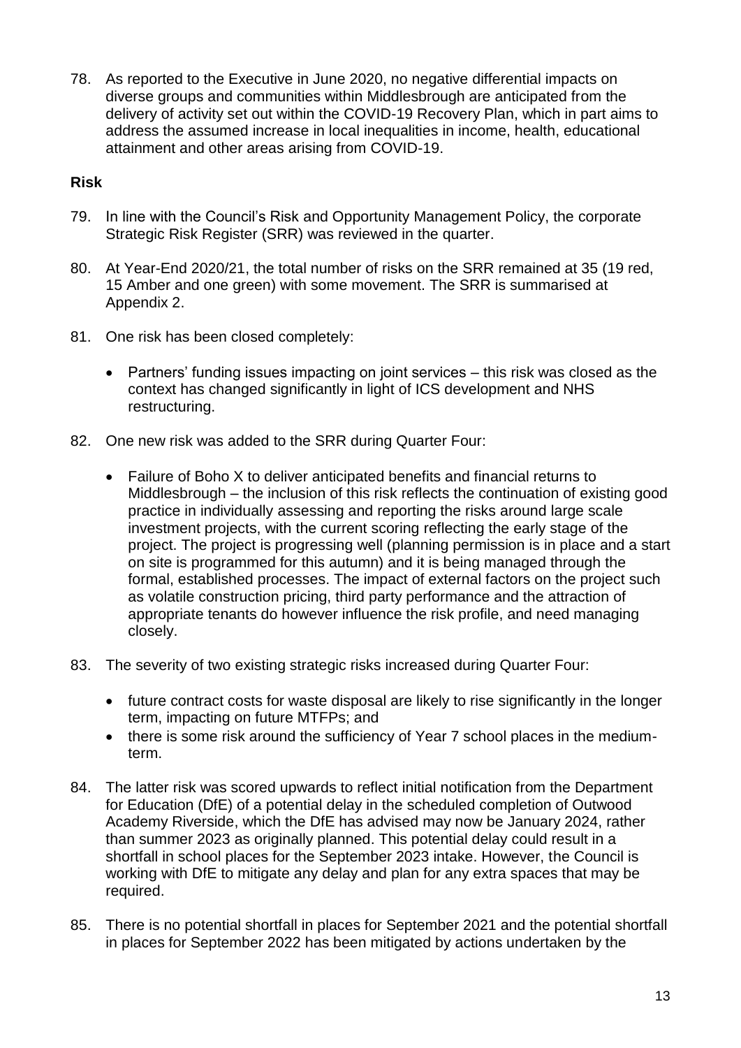78. As reported to the Executive in June 2020, no negative differential impacts on diverse groups and communities within Middlesbrough are anticipated from the delivery of activity set out within the COVID-19 Recovery Plan, which in part aims to address the assumed increase in local inequalities in income, health, educational attainment and other areas arising from COVID-19.

**Risk**

79. In line with the Council's Risk and Opportunity Management Policy, the corporate Strategic Risk Register (SRR) was reviewed in the quarter.

80. At Year-End 2020/21, the total number of risks on the SRR remained at 35 (19 red, 15 Amber and one green) with some movement. The SRR is summarised at Appendix 2.

81. One risk has been closed completely:

    - Partners' funding issues impacting on joint services – this risk was closed as the context has changed significantly in light of ICS development and NHS restructuring.

82. One new risk was added to the SRR during Quarter Four:

    - Failure of Boho X to deliver anticipated benefits and financial returns to Middlesbrough – the inclusion of this risk reflects the continuation of existing good practice in individually assessing and reporting the risks around large scale investment projects, with the current scoring reflecting the early stage of the project. The project is progressing well (planning permission is in place and a start on site is programmed for this autumn) and it is being managed through the formal, established processes. The impact of external factors on the project such as volatile construction pricing, third party performance and the attraction of appropriate tenants do however influence the risk profile, and need managing closely.

83. The severity of two existing strategic risks increased during Quarter Four:

    - future contract costs for waste disposal are likely to rise significantly in the longer term, impacting on future MTFPs; and
    - there is some risk around the sufficiency of Year 7 school places in the medium-term.

84. The latter risk was scored upwards to reflect initial notification from the Department for Education (DfE) of a potential delay in the scheduled completion of Outwood Academy Riverside, which the DfE has advised may now be January 2024, rather than summer 2023 as originally planned. This potential delay could result in a shortfall in school places for the September 2023 intake. However, the Council is working with DfE to mitigate any delay and plan for any extra spaces that may be required.

85. There is no potential shortfall in places for September 2021 and the potential shortfall in places for September 2022 has been mitigated by actions undertaken by the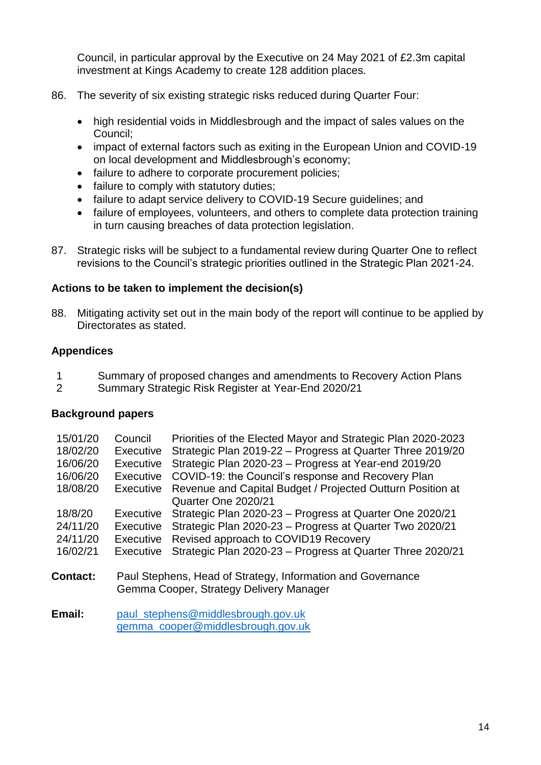Council, in particular approval by the Executive on 24 May 2021 of £2.3m capital investment at Kings Academy to create 128 addition places.

86. The severity of six existing strategic risks reduced during Quarter Four:

   - high residential voids in Middlesbrough and the impact of sales values on the Council;
   - impact of external factors such as exiting in the European Union and COVID-19 on local development and Middlesbrough's economy;
   - failure to adhere to corporate procurement policies;
   - failure to comply with statutory duties;
   - failure to adapt service delivery to COVID-19 Secure guidelines; and
   - failure of employees, volunteers, and others to complete data protection training in turn causing breaches of data protection legislation.

87. Strategic risks will be subject to a fundamental review during Quarter One to reflect revisions to the Council's strategic priorities outlined in the Strategic Plan 2021-24.

**Actions to be taken to implement the decision(s)**

88. Mitigating activity set out in the main body of the report will continue to be applied by Directorates as stated.

**Appendices**

| | |
|---|---|
| 1 | Summary of proposed changes and amendments to Recovery Action Plans |
| 2 | Summary Strategic Risk Register at Year-End 2020/21 |

**Background papers**

| | | |
|---|---|---|
| 15/01/20 | Council | Priorities of the Elected Mayor and Strategic Plan 2020-2023 |
| 18/02/20 | Executive | Strategic Plan 2019-22 – Progress at Quarter Three 2019/20 |
| 16/06/20 | Executive | Strategic Plan 2020-23 – Progress at Year-end 2019/20 |
| 16/06/20 | Executive | COVID-19: the Council's response and Recovery Plan |
| 18/08/20 | Executive | Revenue and Capital Budget / Projected Outturn Position at Quarter One 2020/21 |
| 18/8/20 | Executive | Strategic Plan 2020-23 – Progress at Quarter One 2020/21 |
| 24/11/20 | Executive | Strategic Plan 2020-23 – Progress at Quarter Two 2020/21 |
| 24/11/20 | Executive | Revised approach to COVID19 Recovery |
| 16/02/21 | Executive | Strategic Plan 2020-23 – Progress at Quarter Three 2020/21 |

**Contact:** Paul Stephens, Head of Strategy, Information and Governance
Gemma Cooper, Strategy Delivery Manager

**Email:** paul_stephens@middlesbrough.gov.uk
gemma_cooper@middlesbrough.gov.uk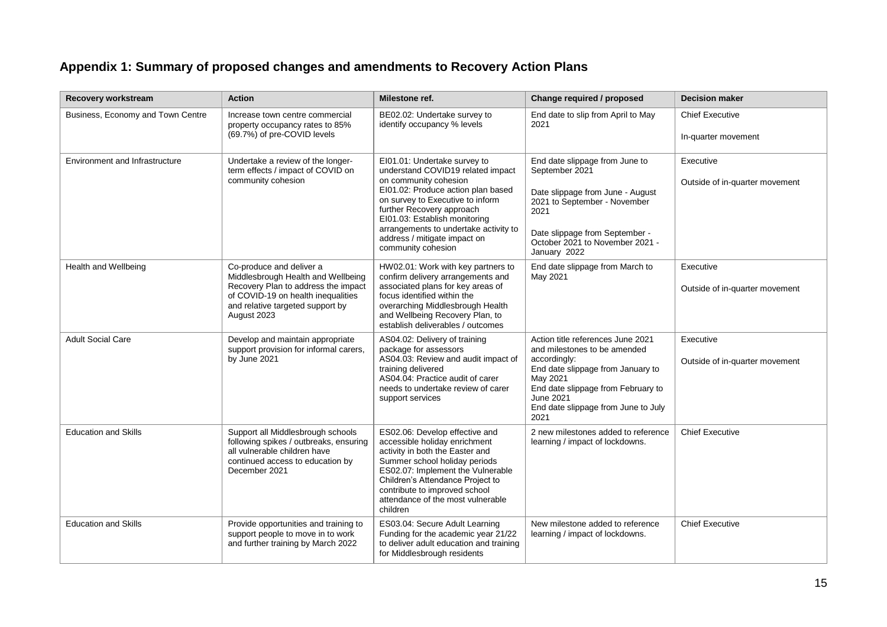## Appendix 1: Summary of proposed changes and amendments to Recovery Action Plans

| Recovery workstream | Action | Milestone ref. | Change required / proposed | Decision maker |
|---|---|---|---|---|
| Business, Economy and Town Centre | Increase town centre commercial property occupancy rates to 85% (69.7%) of pre-COVID levels | BE02.02: Undertake survey to identify occupancy % levels | End date to slip from April to May 2021 | Chief Executive<br><br>In-quarter movement |
| Environment and Infrastructure | Undertake a review of the longer-term effects / impact of COVID on community cohesion | EI01.01: Undertake survey to understand COVID19 related impact on community cohesion<br>EI01.02: Produce action plan based on survey to Executive to inform further Recovery approach<br>EI01.03: Establish monitoring arrangements to undertake activity to address / mitigate impact on community cohesion | End date slippage from June to September 2021<br><br>Date slippage from June - August 2021 to September - November 2021<br><br>Date slippage from September - October 2021 to November 2021 - January 2022 | Executive<br><br>Outside of in-quarter movement |
| Health and Wellbeing | Co-produce and deliver a Middlesbrough Health and Wellbeing Recovery Plan to address the impact of COVID-19 on health inequalities and relative targeted support by August 2023 | HW02.01: Work with key partners to confirm delivery arrangements and associated plans for key areas of focus identified within the overarching Middlesbrough Health and Wellbeing Recovery Plan, to establish deliverables / outcomes | End date slippage from March to May 2021 | Executive<br><br>Outside of in-quarter movement |
| Adult Social Care | Develop and maintain appropriate support provision for informal carers, by June 2021 | AS04.02: Delivery of training package for assessors<br>AS04.03: Review and audit impact of training delivered<br>AS04.04: Practice audit of carer needs to undertake review of carer support services | Action title references June 2021 and milestones to be amended accordingly:<br>End date slippage from January to May 2021<br>End date slippage from February to June 2021<br>End date slippage from June to July 2021 | Executive<br><br>Outside of in-quarter movement |
| Education and Skills | Support all Middlesbrough schools following spikes / outbreaks, ensuring all vulnerable children have continued access to education by December 2021 | ES02.06: Develop effective and accessible holiday enrichment activity in both the Easter and Summer school holiday periods<br>ES02.07: Implement the Vulnerable Children's Attendance Project to contribute to improved school attendance of the most vulnerable children | 2 new milestones added to reference learning / impact of lockdowns. | Chief Executive |
| Education and Skills | Provide opportunities and training to support people to move in to work and further training by March 2022 | ES03.04: Secure Adult Learning Funding for the academic year 21/22 to deliver adult education and training for Middlesbrough residents | New milestone added to reference learning / impact of lockdowns. | Chief Executive |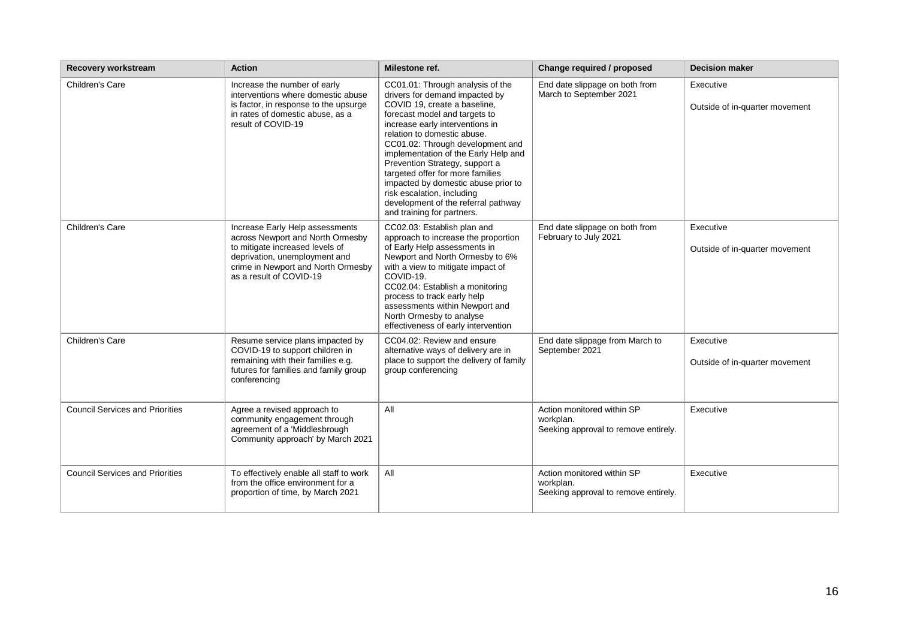| Recovery workstream | Action | Milestone ref. | Change required / proposed | Decision maker |
|---|---|---|---|---|
| Children's Care | Increase the number of early interventions where domestic abuse is factor, in response to the upsurge in rates of domestic abuse, as a result of COVID-19 | CC01.01: Through analysis of the drivers for demand impacted by COVID 19, create a baseline, forecast model and targets to increase early interventions in relation to domestic abuse. CC01.02: Through development and implementation of the Early Help and Prevention Strategy, support a targeted offer for more families impacted by domestic abuse prior to risk escalation, including development of the referral pathway and training for partners. | End date slippage on both from March to September 2021 | Executive<br><br>Outside of in-quarter movement |
| Children's Care | Increase Early Help assessments across Newport and North Ormesby to mitigate increased levels of deprivation, unemployment and crime in Newport and North Ormesby as a result of COVID-19 | CC02.03: Establish plan and approach to increase the proportion of Early Help assessments in Newport and North Ormesby to 6% with a view to mitigate impact of COVID-19. CC02.04: Establish a monitoring process to track early help assessments within Newport and North Ormesby to analyse effectiveness of early intervention | End date slippage on both from February to July 2021 | Executive<br><br>Outside of in-quarter movement |
| Children's Care | Resume service plans impacted by COVID-19 to support children in remaining with their families e.g. futures for families and family group conferencing | CC04.02: Review and ensure alternative ways of delivery are in place to support the delivery of family group conferencing | End date slippage from March to September 2021 | Executive<br><br>Outside of in-quarter movement |
| Council Services and Priorities | Agree a revised approach to community engagement through agreement of a 'Middlesbrough Community approach' by March 2021 | All | Action monitored within SP workplan.<br>Seeking approval to remove entirely. | Executive |
| Council Services and Priorities | To effectively enable all staff to work from the office environment for a proportion of time, by March 2021 | All | Action monitored within SP workplan.<br>Seeking approval to remove entirely. | Executive |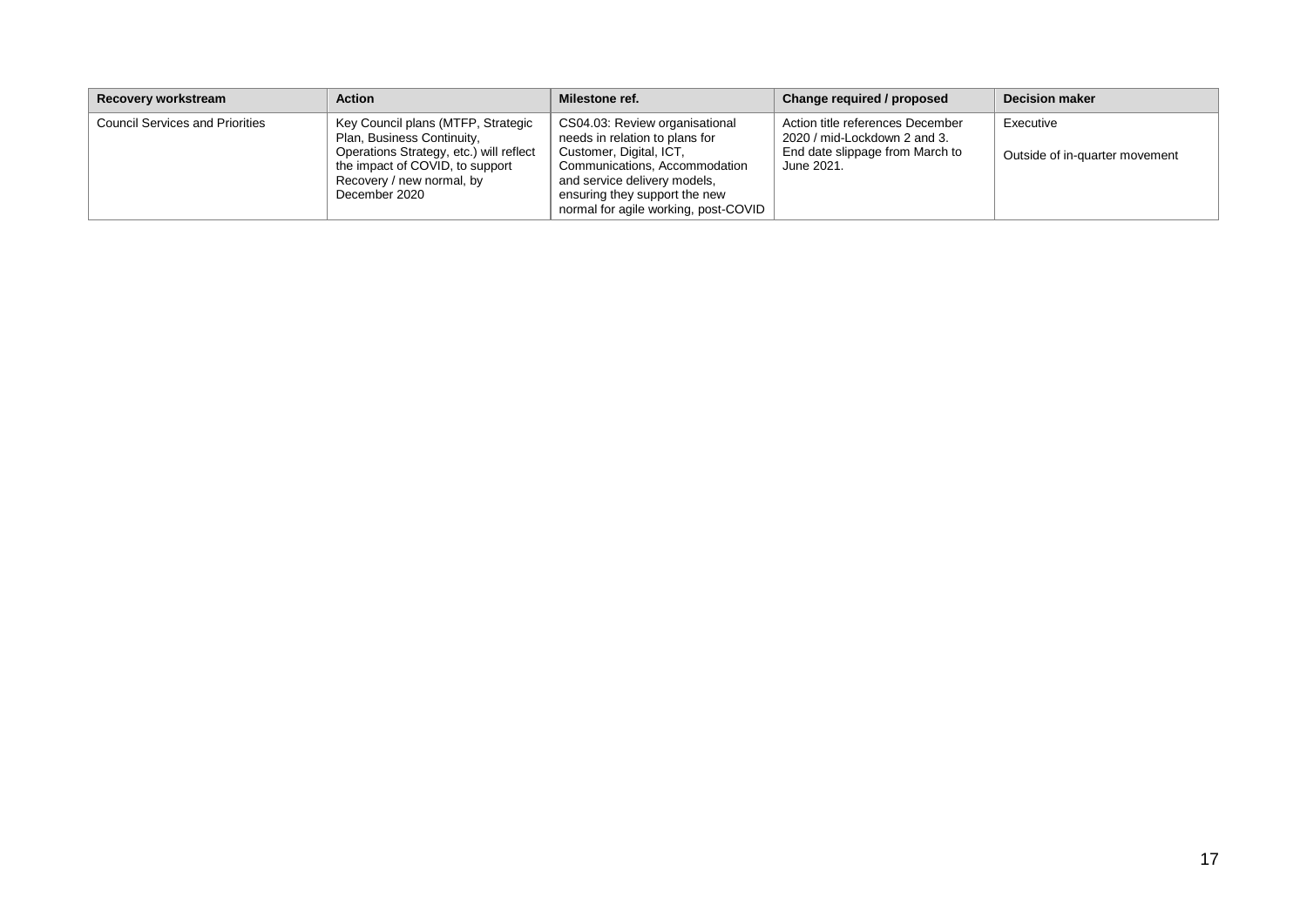| Recovery workstream | Action | Milestone ref. | Change required / proposed | Decision maker |
|---|---|---|---|---|
| Council Services and Priorities | Key Council plans (MTFP, Strategic Plan, Business Continuity, Operations Strategy, etc.) will reflect the impact of COVID, to support Recovery / new normal, by December 2020 | CS04.03: Review organisational needs in relation to plans for Customer, Digital, ICT, Communications, Accommodation and service delivery models, ensuring they support the new normal for agile working, post-COVID | Action title references December 2020 / mid-Lockdown 2 and 3. End date slippage from March to June 2021. | Executive<br><br>Outside of in-quarter movement |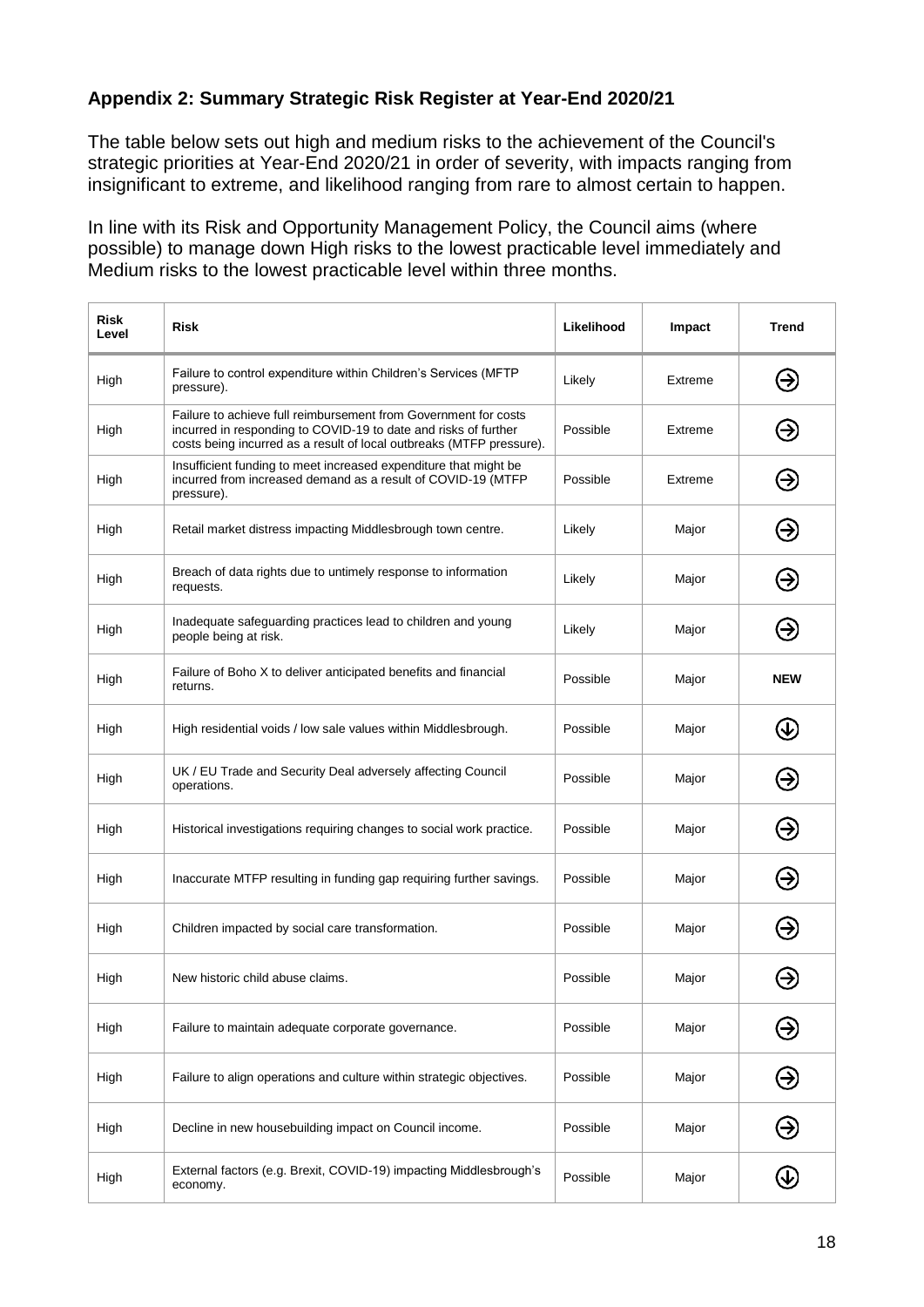## Appendix 2: Summary Strategic Risk Register at Year-End 2020/21

The table below sets out high and medium risks to the achievement of the Council's strategic priorities at Year-End 2020/21 in order of severity, with impacts ranging from insignificant to extreme, and likelihood ranging from rare to almost certain to happen.

In line with its Risk and Opportunity Management Policy, the Council aims (where possible) to manage down High risks to the lowest practicable level immediately and Medium risks to the lowest practicable level within three months.

| Risk Level | Risk | Likelihood | Impact | Trend |
|---|---|---|---|---|
| High | Failure to control expenditure within Children's Services (MFTP pressure). | Likely | Extreme | → |
| High | Failure to achieve full reimbursement from Government for costs incurred in responding to COVID-19 to date and risks of further costs being incurred as a result of local outbreaks (MTFP pressure). | Possible | Extreme | → |
| High | Insufficient funding to meet increased expenditure that might be incurred from increased demand as a result of COVID-19 (MTFP pressure). | Possible | Extreme | → |
| High | Retail market distress impacting Middlesbrough town centre. | Likely | Major | → |
| High | Breach of data rights due to untimely response to information requests. | Likely | Major | → |
| High | Inadequate safeguarding practices lead to children and young people being at risk. | Likely | Major | → |
| High | Failure of Boho X to deliver anticipated benefits and financial returns. | Possible | Major | **NEW** |
| High | High residential voids / low sale values within Middlesbrough. | Possible | Major | ↓ |
| High | UK / EU Trade and Security Deal adversely affecting Council operations. | Possible | Major | → |
| High | Historical investigations requiring changes to social work practice. | Possible | Major | → |
| High | Inaccurate MTFP resulting in funding gap requiring further savings. | Possible | Major | → |
| High | Children impacted by social care transformation. | Possible | Major | → |
| High | New historic child abuse claims. | Possible | Major | → |
| High | Failure to maintain adequate corporate governance. | Possible | Major | → |
| High | Failure to align operations and culture within strategic objectives. | Possible | Major | → |
| High | Decline in new housebuilding impact on Council income. | Possible | Major | → |
| High | External factors (e.g. Brexit, COVID-19) impacting Middlesbrough's economy. | Possible | Major | ↓ |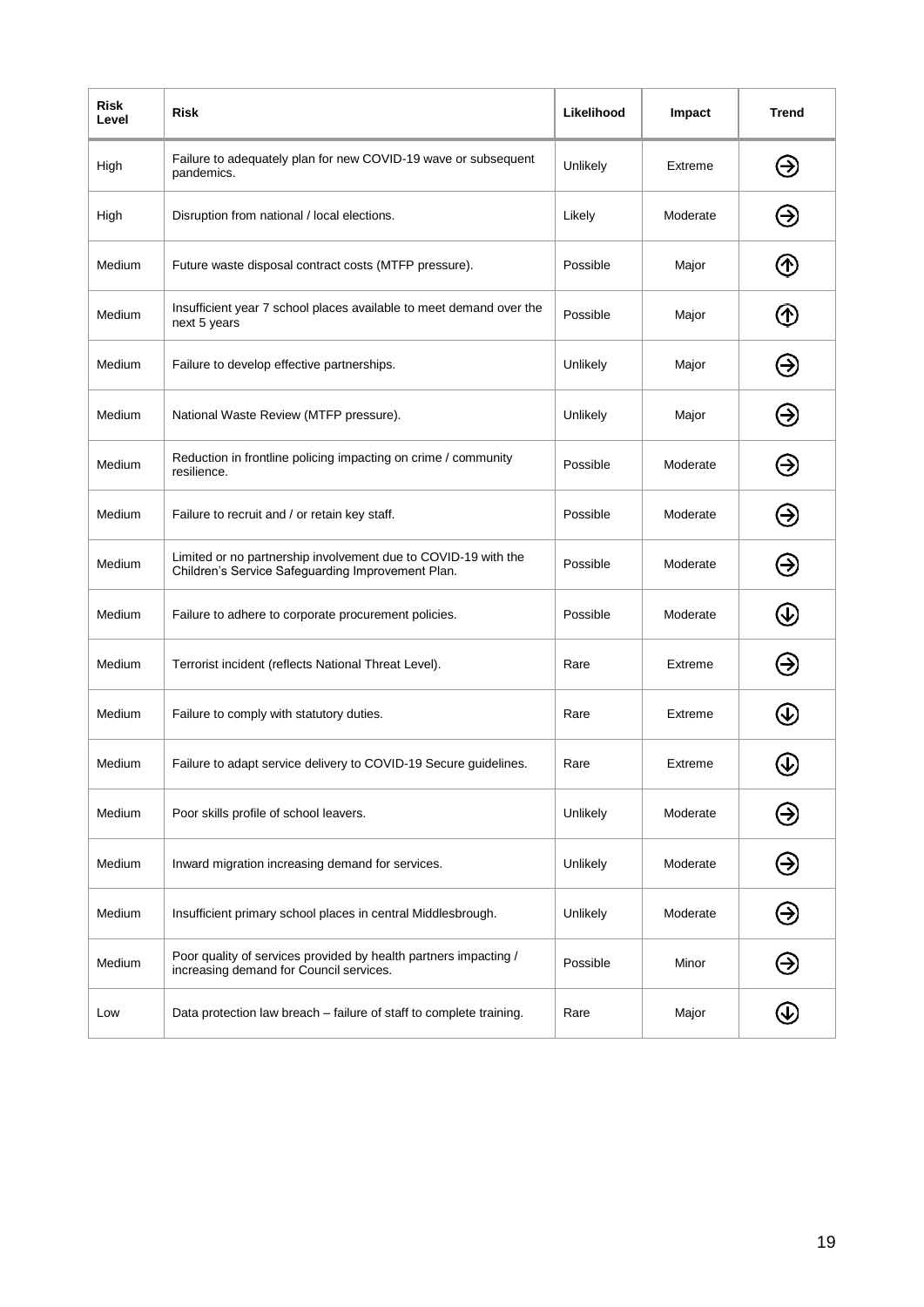| Risk Level | Risk | Likelihood | Impact | Trend |
|---|---|---|---|---|
| High | Failure to adequately plan for new COVID-19 wave or subsequent pandemics. | Unlikely | Extreme | → |
| High | Disruption from national / local elections. | Likely | Moderate | → |
| Medium | Future waste disposal contract costs (MTFP pressure). | Possible | Major | ↑ |
| Medium | Insufficient year 7 school places available to meet demand over the next 5 years | Possible | Major | ↑ |
| Medium | Failure to develop effective partnerships. | Unlikely | Major | → |
| Medium | National Waste Review (MTFP pressure). | Unlikely | Major | → |
| Medium | Reduction in frontline policing impacting on crime / community resilience. | Possible | Moderate | → |
| Medium | Failure to recruit and / or retain key staff. | Possible | Moderate | → |
| Medium | Limited or no partnership involvement due to COVID-19 with the Children's Service Safeguarding Improvement Plan. | Possible | Moderate | → |
| Medium | Failure to adhere to corporate procurement policies. | Possible | Moderate | ↓ |
| Medium | Terrorist incident (reflects National Threat Level). | Rare | Extreme | → |
| Medium | Failure to comply with statutory duties. | Rare | Extreme | ↓ |
| Medium | Failure to adapt service delivery to COVID-19 Secure guidelines. | Rare | Extreme | ↓ |
| Medium | Poor skills profile of school leavers. | Unlikely | Moderate | → |
| Medium | Inward migration increasing demand for services. | Unlikely | Moderate | → |
| Medium | Insufficient primary school places in central Middlesbrough. | Unlikely | Moderate | → |
| Medium | Poor quality of services provided by health partners impacting / increasing demand for Council services. | Possible | Minor | → |
| Low | Data protection law breach – failure of staff to complete training. | Rare | Major | ↓ |